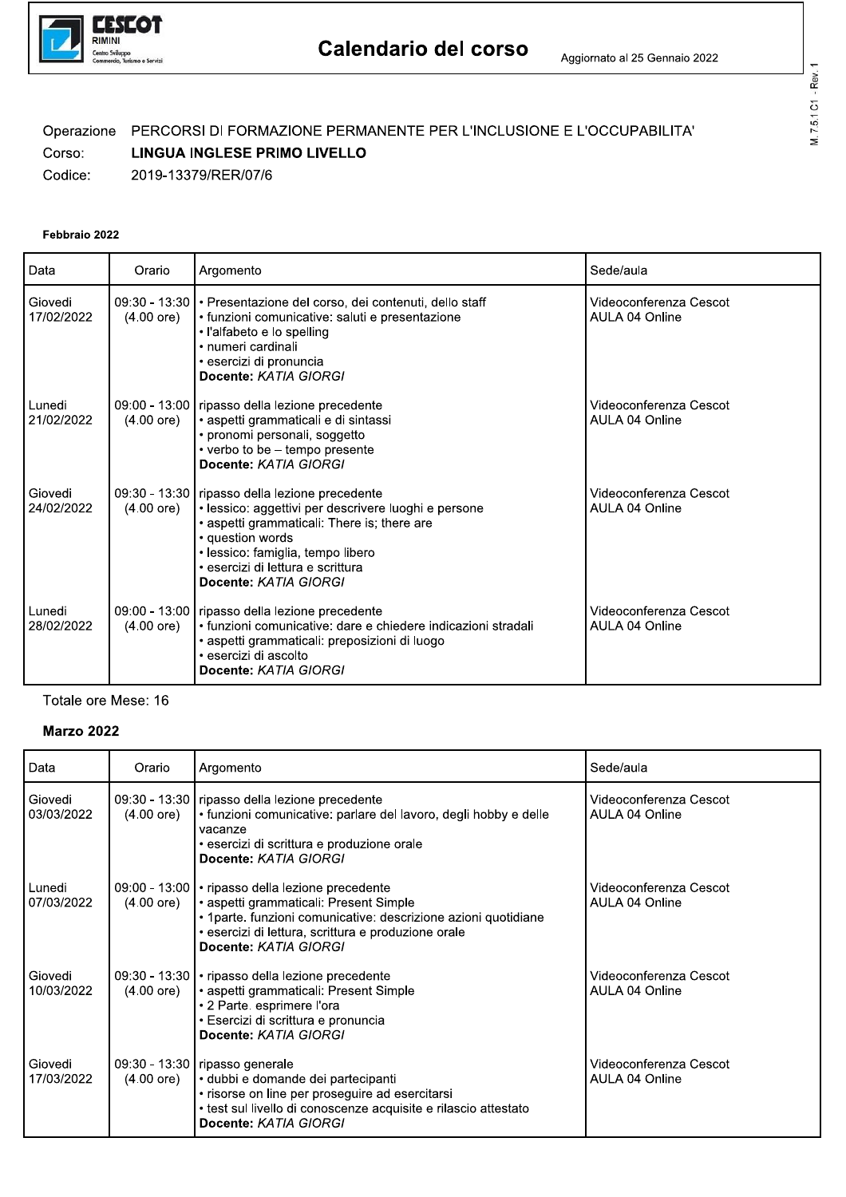**CESCOT** RIMINI
Centro Sviluppo Commercio, Turismo e Servizi

# Calendario del corso

Aggiornato al 25 Gennaio 2022

M. 7.5.1 C1 - Rev. 1

Operazione PERCORSI DI FORMAZIONE PERMANENTE PER L'INCLUSIONE E L'OCCUPABILITA'

Corso: **LINGUA INGLESE PRIMO LIVELLO**

Codice: 2019-13379/RER/07/6

**Febbraio 2022**

| Data | Orario | Argomento | Sede/aula |
|---|---|---|---|
| Giovedi 17/02/2022 | 09:30 - 13:30 (4.00 ore) | • Presentazione del corso, dei contenuti, dello staff<br>• funzioni comunicative: saluti e presentazione<br>• l'alfabeto e lo spelling<br>• numeri cardinali<br>• esercizi di pronuncia<br>**Docente:** *KATIA GIORGI* | Videoconferenza Cescot AULA 04 Online |
| Lunedi 21/02/2022 | 09:00 - 13:00 (4.00 ore) | ripasso della lezione precedente<br>• aspetti grammaticali e di sintassi<br>• pronomi personali, soggetto<br>• verbo to be – tempo presente<br>**Docente:** *KATIA GIORGI* | Videoconferenza Cescot AULA 04 Online |
| Giovedi 24/02/2022 | 09:30 - 13:30 (4.00 ore) | ripasso della lezione precedente<br>• lessico: aggettivi per descrivere luoghi e persone<br>• aspetti grammaticali: There is; there are<br>• question words<br>• lessico: famiglia, tempo libero<br>• esercizi di lettura e scrittura<br>**Docente:** *KATIA GIORGI* | Videoconferenza Cescot AULA 04 Online |
| Lunedi 28/02/2022 | 09:00 - 13:00 (4.00 ore) | ripasso della lezione precedente<br>• funzioni comunicative: dare e chiedere indicazioni stradali<br>• aspetti grammaticali: preposizioni di luogo<br>• esercizi di ascolto<br>**Docente:** *KATIA GIORGI* | Videoconferenza Cescot AULA 04 Online |

Totale ore Mese: 16

**Marzo 2022**

| Data | Orario | Argomento | Sede/aula |
|---|---|---|---|
| Giovedi 03/03/2022 | 09:30 - 13:30 (4.00 ore) | ripasso della lezione precedente<br>• funzioni comunicative: parlare del lavoro, degli hobby e delle vacanze<br>• esercizi di scrittura e produzione orale<br>**Docente:** *KATIA GIORGI* | Videoconferenza Cescot AULA 04 Online |
| Lunedi 07/03/2022 | 09:00 - 13:00 (4.00 ore) | • ripasso della lezione precedente<br>• aspetti grammaticali: Present Simple<br>• 1parte. funzioni comunicative: descrizione azioni quotidiane<br>• esercizi di lettura, scrittura e produzione orale<br>**Docente:** *KATIA GIORGI* | Videoconferenza Cescot AULA 04 Online |
| Giovedi 10/03/2022 | 09:30 - 13:30 (4.00 ore) | • ripasso della lezione precedente<br>• aspetti grammaticali: Present Simple<br>• 2 Parte. esprimere l'ora<br>• Esercizi di scrittura e pronuncia<br>**Docente:** *KATIA GIORGI* | Videoconferenza Cescot AULA 04 Online |
| Giovedi 17/03/2022 | 09:30 - 13:30 (4.00 ore) | ripasso generale<br>• dubbi e domande dei partecipanti<br>• risorse on line per proseguire ad esercitarsi<br>• test sul livello di conoscenze acquisite e rilascio attestato<br>**Docente:** *KATIA GIORGI* | Videoconferenza Cescot AULA 04 Online |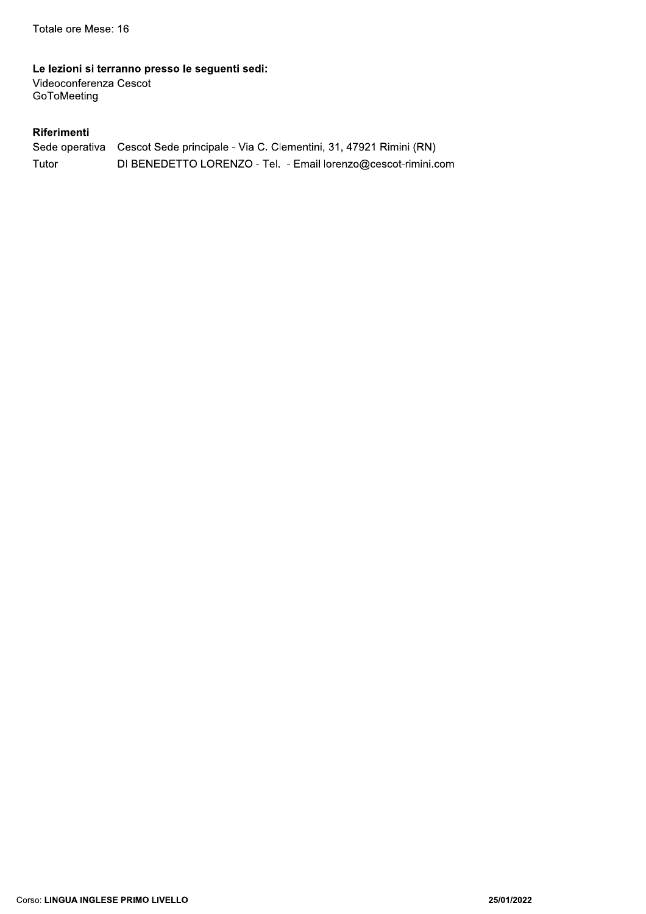Totale ore Mese: 16

**Le lezioni si terranno presso le seguenti sedi:**
Videoconferenza Cescot
GoToMeeting

**Riferimenti**

| | |
|---|---|
| Sede operativa | Cescot Sede principale - Via C. Clementini, 31, 47921 Rimini (RN) |
| Tutor | DI BENEDETTO LORENZO - Tel. - Email lorenzo@cescot-rimini.com |